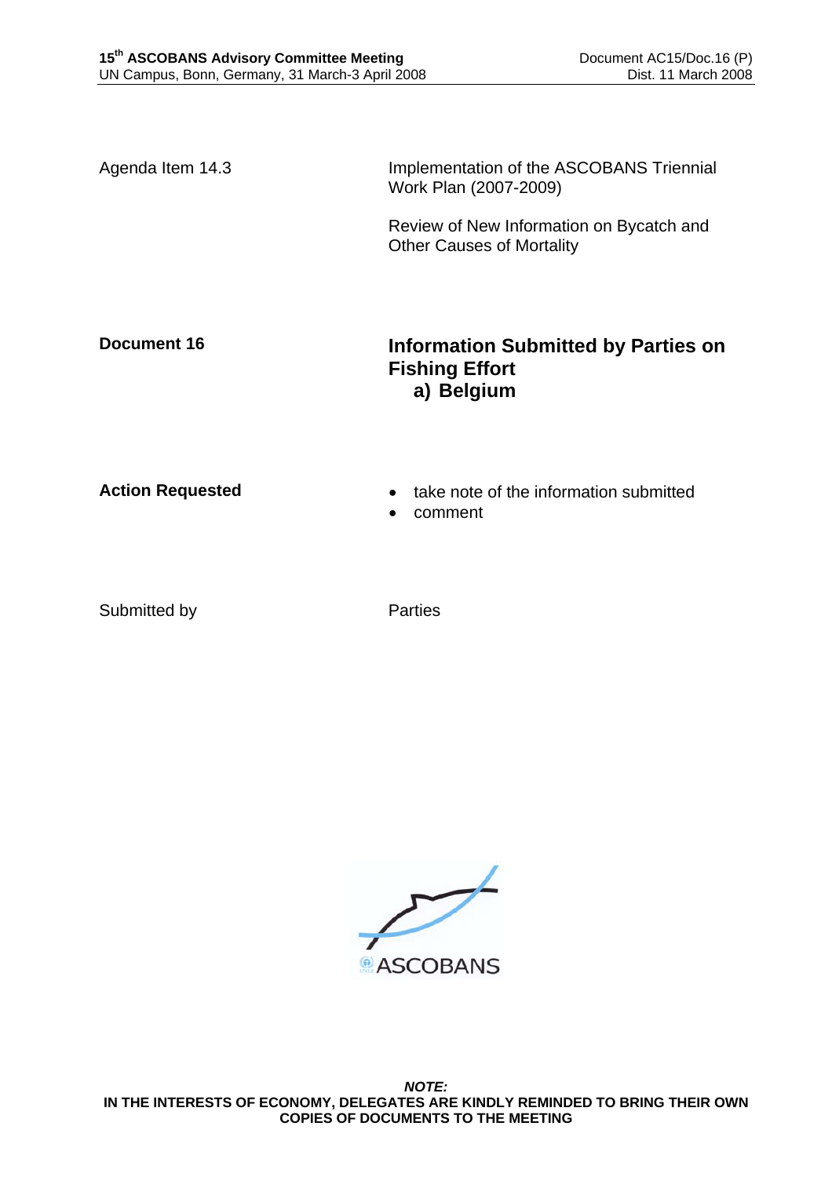Agenda Item 14.3

Implementation of the ASCOBANS Triennial Work Plan (2007-2009)

Review of New Information on Bycatch and Other Causes of Mortality

**Document 16**

# Information Submitted by Parties on Fishing Effort
## a) Belgium

**Action Requested**

- take note of the information submitted
- comment

Submitted by

Parties

ASCOBANS

***NOTE:***
**IN THE INTERESTS OF ECONOMY, DELEGATES ARE KINDLY REMINDED TO BRING THEIR OWN COPIES OF DOCUMENTS TO THE MEETING**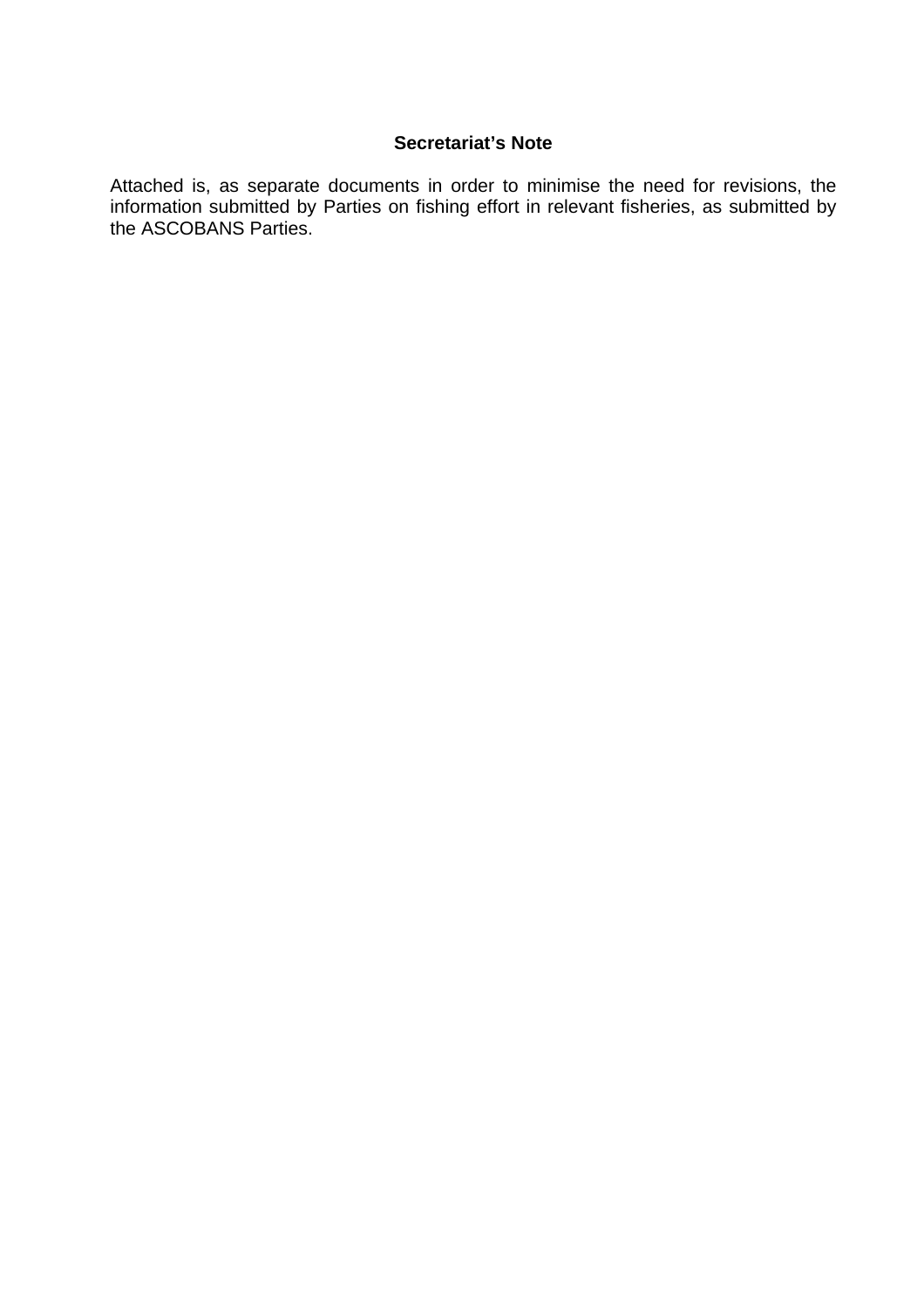**Secretariat's Note**

Attached is, as separate documents in order to minimise the need for revisions, the information submitted by Parties on fishing effort in relevant fisheries, as submitted by the ASCOBANS Parties.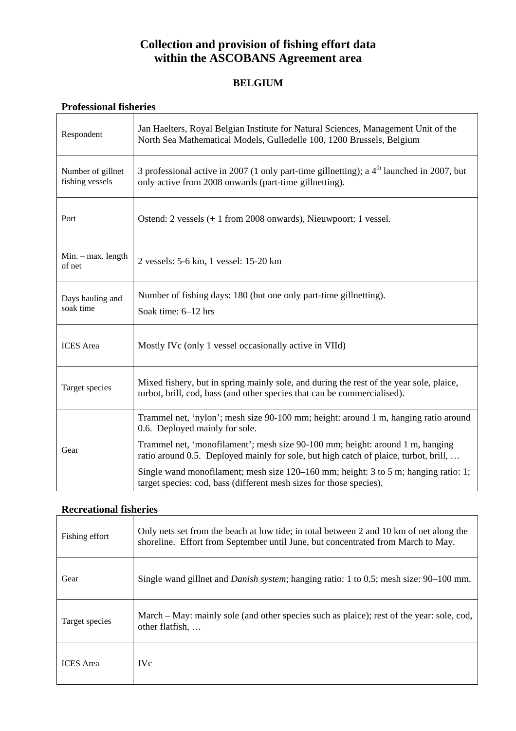# Collection and provision of fishing effort data within the ASCOBANS Agreement area

## BELGIUM

### Professional fisheries

| | |
|---|---|
| Respondent | Jan Haelters, Royal Belgian Institute for Natural Sciences, Management Unit of the North Sea Mathematical Models, Gulledelle 100, 1200 Brussels, Belgium |
| Number of gillnet fishing vessels | 3 professional active in 2007 (1 only part-time gillnetting); a 4th launched in 2007, but only active from 2008 onwards (part-time gillnetting). |
| Port | Ostend: 2 vessels (+ 1 from 2008 onwards), Nieuwpoort: 1 vessel. |
| Min. – max. length of net | 2 vessels: 5-6 km, 1 vessel: 15-20 km |
| Days hauling and soak time | Number of fishing days: 180 (but one only part-time gillnetting).<br>Soak time: 6–12 hrs |
| ICES Area | Mostly IVc (only 1 vessel occasionally active in VIId) |
| Target species | Mixed fishery, but in spring mainly sole, and during the rest of the year sole, plaice, turbot, brill, cod, bass (and other species that can be commercialised). |
| Gear | Trammel net, 'nylon'; mesh size 90-100 mm; height: around 1 m, hanging ratio around 0.6. Deployed mainly for sole.<br>Trammel net, 'monofilament'; mesh size 90-100 mm; height: around 1 m, hanging ratio around 0.5. Deployed mainly for sole, but high catch of plaice, turbot, brill, …<br>Single wand monofilament; mesh size 120–160 mm; height: 3 to 5 m; hanging ratio: 1; target species: cod, bass (different mesh sizes for those species). |

### Recreational fisheries

| | |
|---|---|
| Fishing effort | Only nets set from the beach at low tide; in total between 2 and 10 km of net along the shoreline. Effort from September until June, but concentrated from March to May. |
| Gear | Single wand gillnet and *Danish system*; hanging ratio: 1 to 0.5; mesh size: 90–100 mm. |
| Target species | March – May: mainly sole (and other species such as plaice); rest of the year: sole, cod, other flatfish, … |
| ICES Area | IVc |